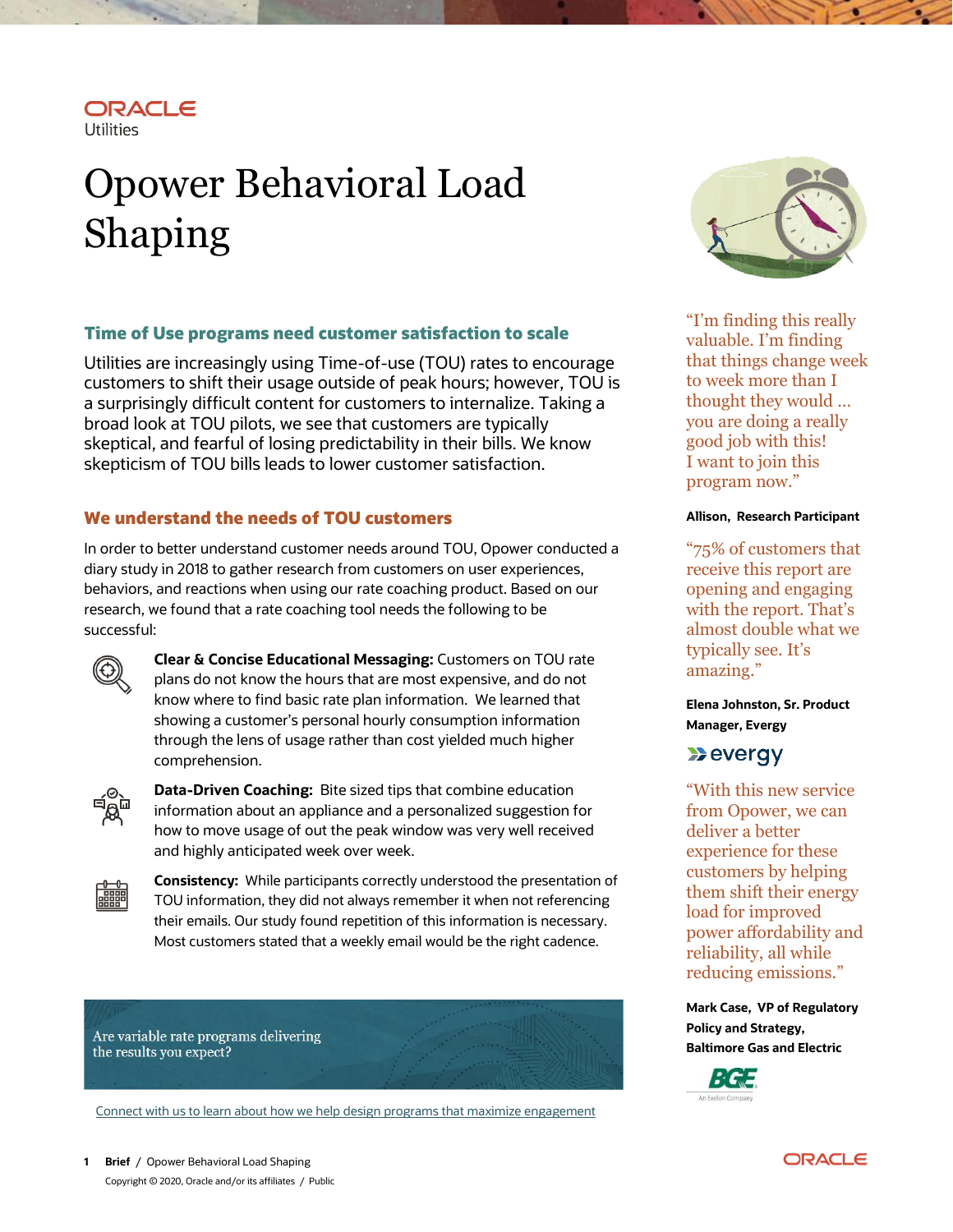# Opower Behavioral Load Shaping

## Time of Use programs need customer satisfaction to scale

Utilities are increasingly using Time-of-use (TOU) rates to encourage customers to shift their usage outside of peak hours; however, TOU is a surprisingly difficult content for customers to internalize. Taking a broad look at TOU pilots, we see that customers are typically skeptical, and fearful of losing predictability in their bills. We know skepticism of TOU bills leads to lower customer satisfaction.

## We understand the needs of TOU customers

In order to better understand customer needs around TOU, Opower conducted a diary study in 2018 to gather research from customers on user experiences, behaviors, and reactions when using our rate coaching product. Based on our research, we found that a rate coaching tool needs the following to be successful:

**Clear & Concise Educational Messaging:** Customers on TOU rate plans do not know the hours that are most expensive, and do not know where to find basic rate plan information. We learned that showing a customer's personal hourly consumption information through the lens of usage rather than cost yielded much higher comprehension.

**Data-Driven Coaching:** Bite sized tips that combine education information about an appliance and a personalized suggestion for how to move usage of out the peak window was very well received and highly anticipated week over week.

**Consistency:** While participants correctly understood the presentation of TOU information, they did not always remember it when not referencing their emails. Our study found repetition of this information is necessary. Most customers stated that a weekly email would be the right cadence.

Are variable rate programs delivering the results you expect?

[Connect with us to learn about how we help design programs that maximize engagement]

"I'm finding this really valuable. I'm finding that things change week to week more than I thought they would ... you are doing a really good job with this! I want to join this program now."

**Allison, Research Participant**

"75% of customers that receive this report are opening and engaging with the report. That's almost double what we typically see. It's amazing."

**Elena Johnston, Sr. Product Manager, Evergy**

"With this new service from Opower, we can deliver a better experience for these customers by helping them shift their energy load for improved power affordability and reliability, all while reducing emissions."

**Mark Case, VP of Regulatory Policy and Strategy, Baltimore Gas and Electric**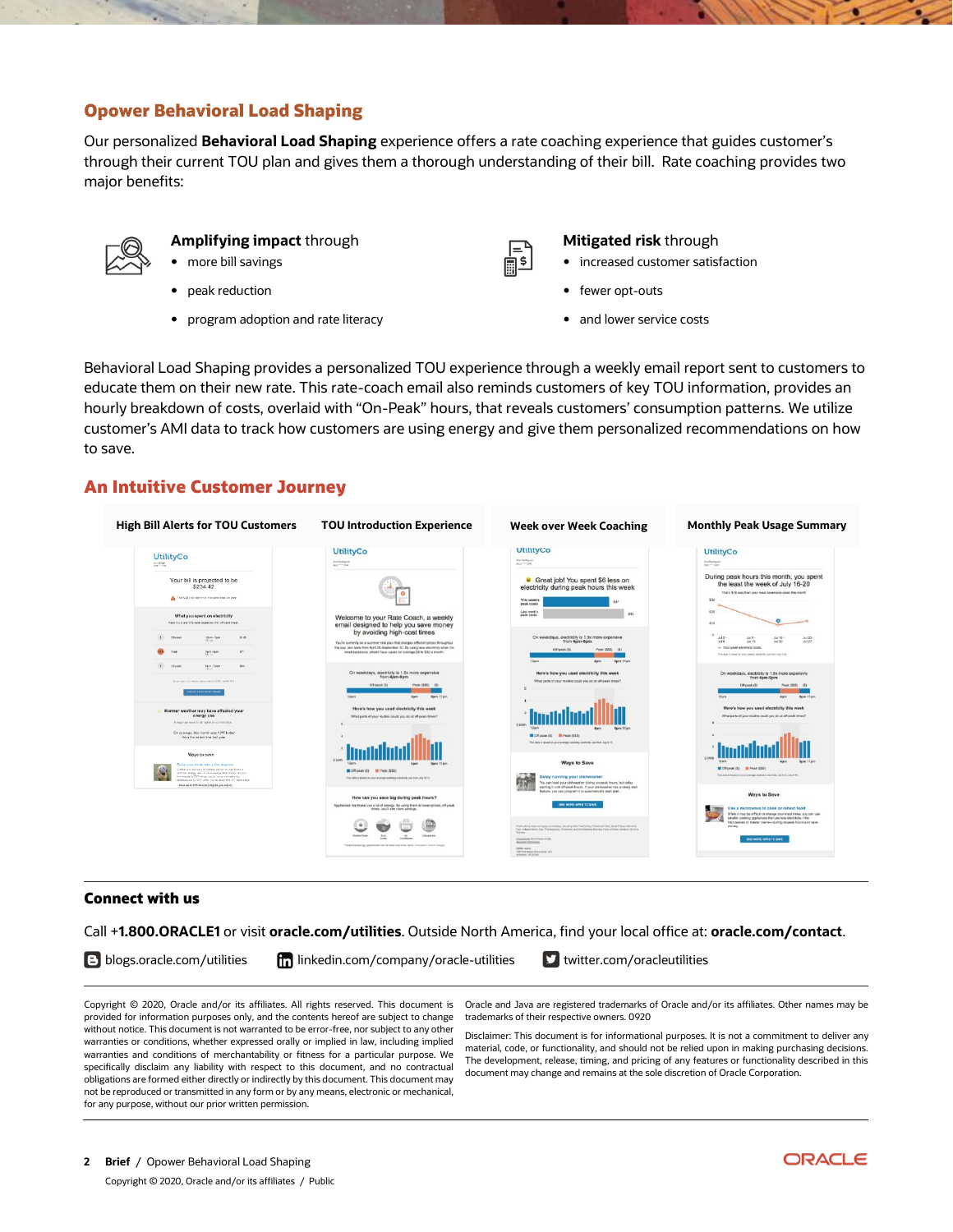## Opower Behavioral Load Shaping

Our personalized **Behavioral Load Shaping** experience offers a rate coaching experience that guides customer's through their current TOU plan and gives them a thorough understanding of their bill. Rate coaching provides two major benefits:

**Amplifying impact** through

- more bill savings
- peak reduction
- program adoption and rate literacy

**Mitigated risk** through

- increased customer satisfaction
- fewer opt-outs
- and lower service costs

Behavioral Load Shaping provides a personalized TOU experience through a weekly email report sent to customers to educate them on their new rate. This rate-coach email also reminds customers of key TOU information, provides an hourly breakdown of costs, overlaid with "On-Peak" hours, that reveals customers' consumption patterns. We utilize customer's AMI data to track how customers are using energy and give them personalized recommendations on how to save.

## An Intuitive Customer Journey

**High Bill Alerts for TOU Customers**

**TOU Introduction Experience**

**Week over Week Coaching**

**Monthly Peak Usage Summary**

### Connect with us

Call +**1.800.ORACLE1** or visit **oracle.com/utilities**. Outside North America, find your local office at: **oracle.com/contact**.

blogs.oracle.com/utilities    linkedin.com/company/oracle-utilities    twitter.com/oracleutilities

Copyright © 2020, Oracle and/or its affiliates. All rights reserved. This document is provided for information purposes only, and the contents hereof are subject to change without notice. This document is not warranted to be error-free, nor subject to any other warranties or conditions, whether expressed orally or implied in law, including implied warranties and conditions of merchantability or fitness for a particular purpose. We specifically disclaim any liability with respect to this document, and no contractual obligations are formed either directly or indirectly by this document. This document may not be reproduced or transmitted in any form or by any means, electronic or mechanical, for any purpose, without our prior written permission.

Oracle and Java are registered trademarks of Oracle and/or its affiliates. Other names may be trademarks of their respective owners. 0920

Disclaimer: This document is for informational purposes. It is not a commitment to deliver any material, code, or functionality, and should not be relied upon in making purchasing decisions. The development, release, timing, and pricing of any features or functionality described in this document may change and remains at the sole discretion of Oracle Corporation.